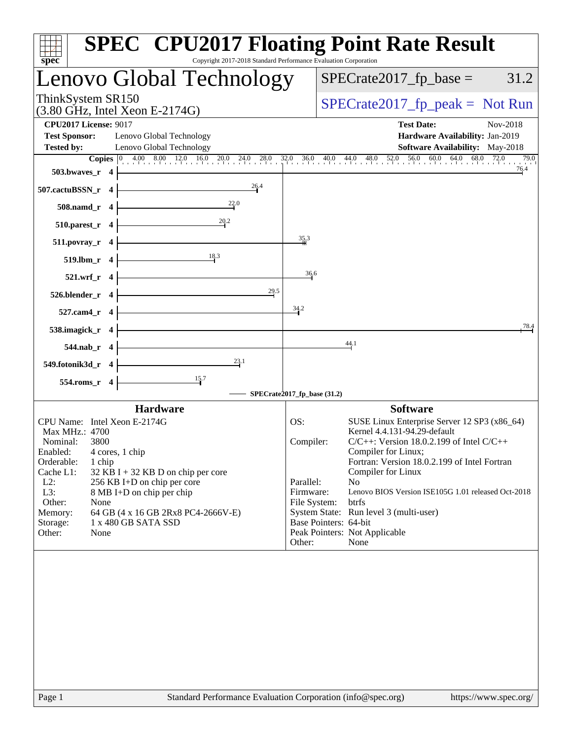# SPEC CPU2017 Floating Point Rate Result

Copyright 2017-2018 Standard Performance Evaluation Corporation

## Lenovo Global Technology

ThinkSystem SR150
(3.80 GHz, Intel Xeon E-2174G)

SPECrate2017_fp_base = 31.2

SPECrate2017_fp_peak = Not Run

**CPU2017 License:** 9017
**Test Sponsor:** Lenovo Global Technology
**Tested by:** Lenovo Global Technology

**Test Date:** Nov-2018
**Hardware Availability:** Jan-2019
**Software Availability:** May-2018

| Benchmark | Copies | Base |
|---|---|---|
| 503.bwaves_r | 4 | 76.4 |
| 507.cactuBSSN_r | 4 | 26.4 |
| 508.namd_r | 4 | 22.0 |
| 510.parest_r | 4 | 20.2 |
| 511.povray_r | 4 | 35.3 |
| 519.lbm_r | 4 | 18.3 |
| 521.wrf_r | 4 | 36.6 |
| 526.blender_r | 4 | 29.5 |
| 527.cam4_r | 4 | 34.2 |
| 538.imagick_r | 4 | 78.4 |
| 544.nab_r | 4 | 44.1 |
| 549.fotonik3d_r | 4 | 23.1 |
| 554.roms_r | 4 | 15.7 |

SPECrate2017_fp_base (31.2)

### Hardware

| | |
|---|---|
| CPU Name: | Intel Xeon E-2174G |
| Max MHz.: | 4700 |
| Nominal: | 3800 |
| Enabled: | 4 cores, 1 chip |
| Orderable: | 1 chip |
| Cache L1: | 32 KB I + 32 KB D on chip per core |
| L2: | 256 KB I+D on chip per core |
| L3: | 8 MB I+D on chip per chip |
| Other: | None |
| Memory: | 64 GB (4 x 16 GB 2Rx8 PC4-2666V-E) |
| Storage: | 1 x 480 GB SATA SSD |
| Other: | None |

### Software

| | |
|---|---|
| OS: | SUSE Linux Enterprise Server 12 SP3 (x86_64) Kernel 4.4.131-94.29-default |
| Compiler: | C/C++: Version 18.0.2.199 of Intel C/C++ Compiler for Linux; Fortran: Version 18.0.2.199 of Intel Fortran Compiler for Linux |
| Parallel: | No |
| Firmware: | Lenovo BIOS Version ISE105G 1.01 released Oct-2018 |
| File System: | btrfs |
| System State: | Run level 3 (multi-user) |
| Base Pointers: | 64-bit |
| Peak Pointers: | Not Applicable |
| Other: | None |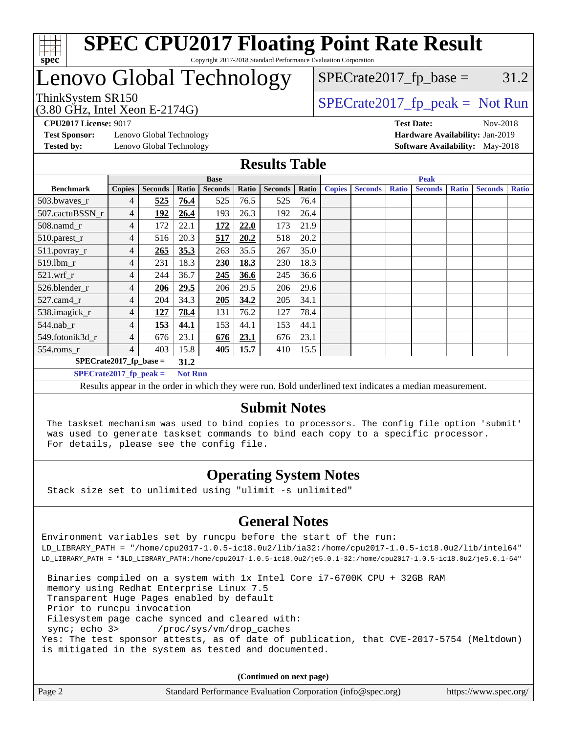# SPEC CPU2017 Floating Point Rate Result

Copyright 2017-2018 Standard Performance Evaluation Corporation

## Lenovo Global Technology

ThinkSystem SR150
(3.80 GHz, Intel Xeon E-2174G)

SPECrate2017_fp_base = 31.2

SPECrate2017_fp_peak = Not Run

**CPU2017 License:** 9017
**Test Sponsor:** Lenovo Global Technology
**Tested by:** Lenovo Global Technology

**Test Date:** Nov-2018
**Hardware Availability:** Jan-2019
**Software Availability:** May-2018

## Results Table

| Benchmark | Base | | | | | | | Peak | | | | | | |
|---|---|---|---|---|---|---|---|---|---|---|---|---|---|---|
| | Copies | Seconds | Ratio | Seconds | Ratio | Seconds | Ratio | Copies | Seconds | Ratio | Seconds | Ratio | Seconds | Ratio |
| 503.bwaves_r | 4 | **525** | **76.4** | 525 | 76.5 | 525 | 76.4 | | | | | | | |
| 507.cactuBSSN_r | 4 | **192** | **26.4** | 193 | 26.3 | 192 | 26.4 | | | | | | | |
| 508.namd_r | 4 | 172 | 22.1 | **172** | **22.0** | 173 | 21.9 | | | | | | | |
| 510.parest_r | 4 | 516 | 20.3 | **517** | **20.2** | 518 | 20.2 | | | | | | | |
| 511.povray_r | 4 | **265** | **35.3** | 263 | 35.5 | 267 | 35.0 | | | | | | | |
| 519.lbm_r | 4 | 231 | 18.3 | **230** | **18.3** | 230 | 18.3 | | | | | | | |
| 521.wrf_r | 4 | 244 | 36.7 | **245** | **36.6** | 245 | 36.6 | | | | | | | |
| 526.blender_r | 4 | **206** | **29.5** | 206 | 29.5 | 206 | 29.6 | | | | | | | |
| 527.cam4_r | 4 | 204 | 34.3 | **205** | **34.2** | 205 | 34.1 | | | | | | | |
| 538.imagick_r | 4 | **127** | **78.4** | 131 | 76.2 | 127 | 78.4 | | | | | | | |
| 544.nab_r | 4 | **153** | **44.1** | 153 | 44.1 | 153 | 44.1 | | | | | | | |
| 549.fotonik3d_r | 4 | 676 | 23.1 | **676** | **23.1** | 676 | 23.1 | | | | | | | |
| 554.roms_r | 4 | 403 | 15.8 | **405** | **15.7** | 410 | 15.5 | | | | | | | |

**SPECrate2017_fp_base = 31.2**

**SPECrate2017_fp_peak = Not Run**

Results appear in the order in which they were run. Bold underlined text indicates a median measurement.

## Submit Notes

```
The taskset mechanism was used to bind copies to processors. The config file option 'submit'
was used to generate taskset commands to bind each copy to a specific processor.
For details, please see the config file.
```

## Operating System Notes

```
Stack size set to unlimited using "ulimit -s unlimited"
```

## General Notes

```
Environment variables set by runcpu before the start of the run:
LD_LIBRARY_PATH = "/home/cpu2017-1.0.5-ic18.0u2/lib/ia32:/home/cpu2017-1.0.5-ic18.0u2/lib/intel64"
LD_LIBRARY_PATH = "$LD_LIBRARY_PATH:/home/cpu2017-1.0.5-ic18.0u2/je5.0.1-32:/home/cpu2017-1.0.5-ic18.0u2/je5.0.1-64"

 Binaries compiled on a system with 1x Intel Core i7-6700K CPU + 32GB RAM
 memory using Redhat Enterprise Linux 7.5
 Transparent Huge Pages enabled by default
 Prior to runcpu invocation
 Filesystem page cache synced and cleared with:
 sync; echo 3>       /proc/sys/vm/drop_caches
Yes: The test sponsor attests, as of date of publication, that CVE-2017-5754 (Meltdown)
is mitigated in the system as tested and documented.
```

**(Continued on next page)**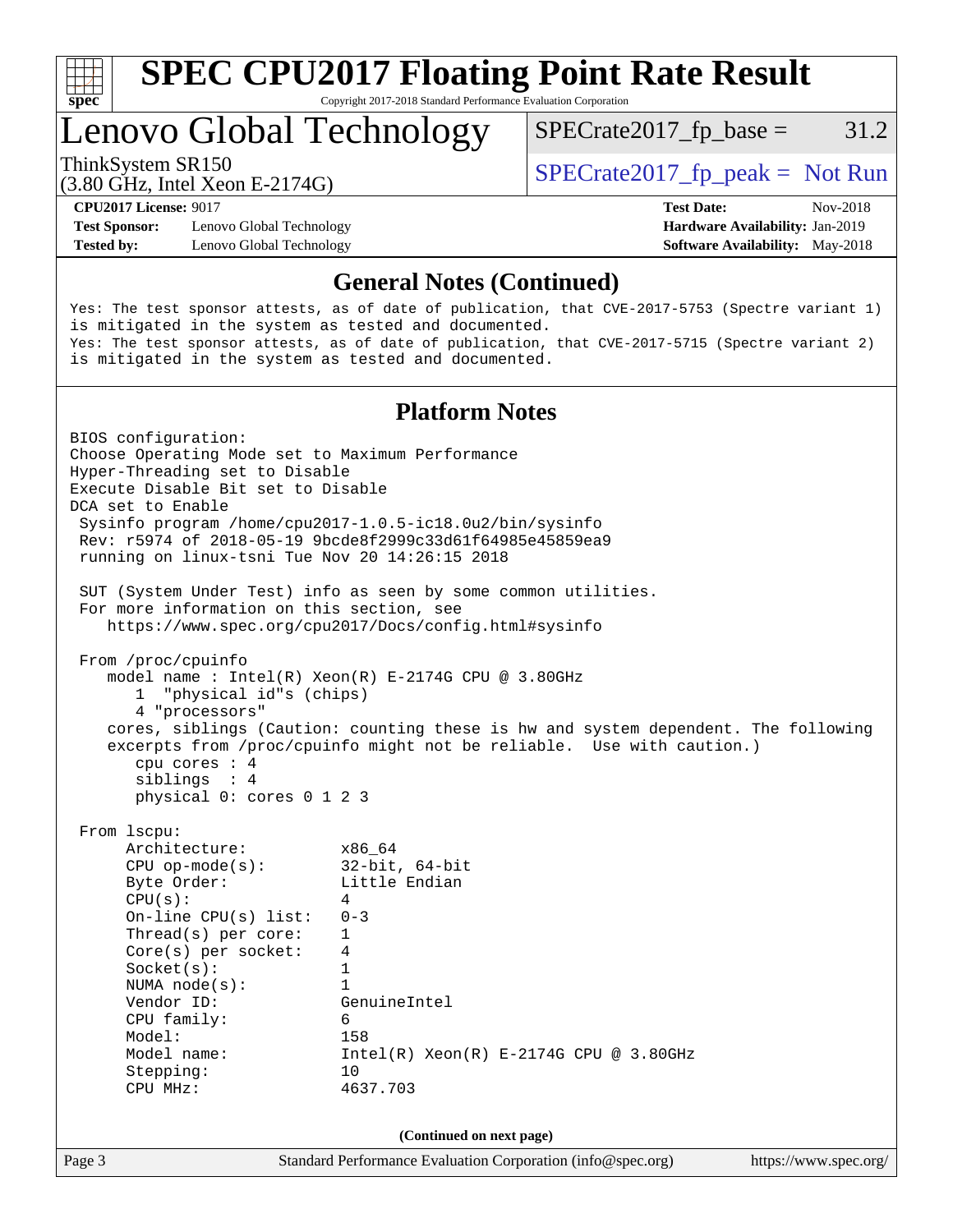## General Notes (Continued)

```
Yes: The test sponsor attests, as of date of publication, that CVE-2017-5753 (Spectre variant 1)
is mitigated in the system as tested and documented.
Yes: The test sponsor attests, as of date of publication, that CVE-2017-5715 (Spectre variant 2)
is mitigated in the system as tested and documented.
```

## Platform Notes

```
BIOS configuration:
Choose Operating Mode set to Maximum Performance
Hyper-Threading set to Disable
Execute Disable Bit set to Disable
DCA set to Enable
 Sysinfo program /home/cpu2017-1.0.5-ic18.0u2/bin/sysinfo
 Rev: r5974 of 2018-05-19 9bcde8f2999c33d61f64985e45859ea9
 running on linux-tsni Tue Nov 20 14:26:15 2018

 SUT (System Under Test) info as seen by some common utilities.
 For more information on this section, see
    https://www.spec.org/cpu2017/Docs/config.html#sysinfo

 From /proc/cpuinfo
    model name : Intel(R) Xeon(R) E-2174G CPU @ 3.80GHz
       1  "physical id"s (chips)
       4 "processors"
    cores, siblings (Caution: counting these is hw and system dependent. The following
    excerpts from /proc/cpuinfo might not be reliable.  Use with caution.)
       cpu cores : 4
       siblings  : 4
       physical 0: cores 0 1 2 3

 From lscpu:
      Architecture:          x86_64
      CPU op-mode(s):        32-bit, 64-bit
      Byte Order:            Little Endian
      CPU(s):                4
      On-line CPU(s) list:   0-3
      Thread(s) per core:    1
      Core(s) per socket:    4
      Socket(s):             1
      NUMA node(s):          1
      Vendor ID:             GenuineIntel
      CPU family:            6
      Model:                 158
      Model name:            Intel(R) Xeon(R) E-2174G CPU @ 3.80GHz
      Stepping:              10
      CPU MHz:               4637.703
```

(Continued on next page)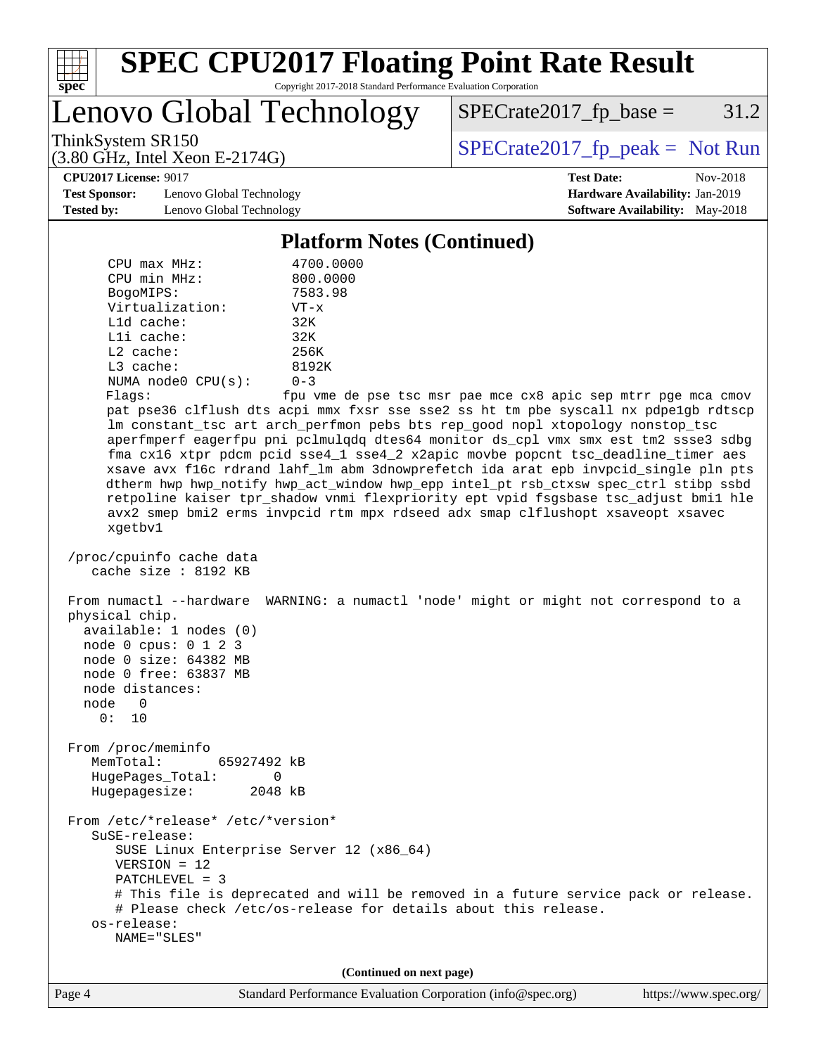## Platform Notes (Continued)

```
     CPU max MHz:           4700.0000
     CPU min MHz:           800.0000
     BogoMIPS:              7583.98
     Virtualization:        VT-x
     L1d cache:             32K
     L1i cache:             32K
     L2 cache:              256K
     L3 cache:              8192K
     NUMA node0 CPU(s):     0-3
     Flags:                 fpu vme de pse tsc msr pae mce cx8 apic sep mtrr pge mca cmov
     pat pse36 clflush dts acpi mmx fxsr sse sse2 ss ht tm pbe syscall nx pdpe1gb rdtscp
     lm constant_tsc art arch_perfmon pebs bts rep_good nopl xtopology nonstop_tsc
     aperfmperf eagerfpu pni pclmulqdq dtes64 monitor ds_cpl vmx smx est tm2 ssse3 sdbg
     fma cx16 xtpr pdcm pcid sse4_1 sse4_2 x2apic movbe popcnt tsc_deadline_timer aes
     xsave avx f16c rdrand lahf_lm abm 3dnowprefetch ida arat epb invpcid_single pln pts
     dtherm hwp hwp_notify hwp_act_window hwp_epp intel_pt rsb_ctxsw spec_ctrl stibp ssbd
     retpoline kaiser tpr_shadow vnmi flexpriority ept vpid fsgsbase tsc_adjust bmi1 hle
     avx2 smep bmi2 erms invpcid rtm mpx rdseed adx smap clflushopt xsaveopt xsavec
     xgetbv1

 /proc/cpuinfo cache data
    cache size : 8192 KB

 From numactl --hardware  WARNING: a numactl 'node' might or might not correspond to a
 physical chip.
   available: 1 nodes (0)
   node 0 cpus: 0 1 2 3
   node 0 size: 64382 MB
   node 0 free: 63837 MB
   node distances:
   node   0
     0:  10

 From /proc/meminfo
    MemTotal:       65927492 kB
    HugePages_Total:       0
    Hugepagesize:       2048 kB

 From /etc/*release* /etc/*version*
    SuSE-release:
       SUSE Linux Enterprise Server 12 (x86_64)
       VERSION = 12
       PATCHLEVEL = 3
       # This file is deprecated and will be removed in a future service pack or release.
       # Please check /etc/os-release for details about this release.
    os-release:
       NAME="SLES"
```

(Continued on next page)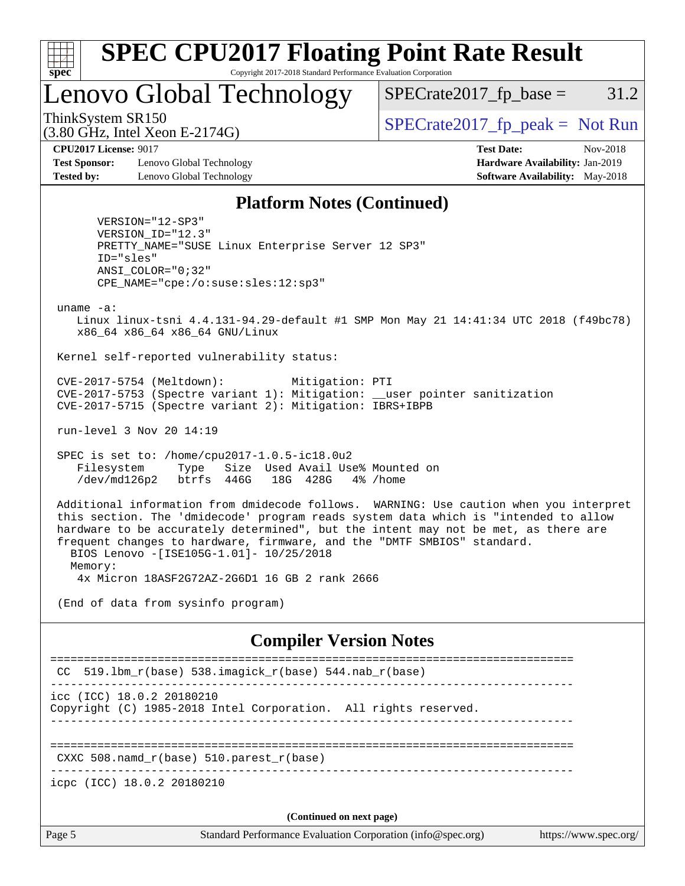# SPEC CPU2017 Floating Point Rate Result

Copyright 2017-2018 Standard Performance Evaluation Corporation

## Lenovo Global Technology

ThinkSystem SR150
(3.80 GHz, Intel Xeon E-2174G)

SPECrate2017_fp_base = 31.2

SPECrate2017_fp_peak = Not Run

**CPU2017 License:** 9017
**Test Sponsor:** Lenovo Global Technology
**Tested by:** Lenovo Global Technology

**Test Date:** Nov-2018
**Hardware Availability:** Jan-2019
**Software Availability:** May-2018

### Platform Notes (Continued)

```
      VERSION="12-SP3"
      VERSION_ID="12.3"
      PRETTY_NAME="SUSE Linux Enterprise Server 12 SP3"
      ID="sles"
      ANSI_COLOR="0;32"
      CPE_NAME="cpe:/o:suse:sles:12:sp3"

 uname -a:
    Linux linux-tsni 4.4.131-94.29-default #1 SMP Mon May 21 14:41:34 UTC 2018 (f49bc78)
    x86_64 x86_64 x86_64 GNU/Linux

 Kernel self-reported vulnerability status:

 CVE-2017-5754 (Meltdown):          Mitigation: PTI
 CVE-2017-5753 (Spectre variant 1): Mitigation: __user pointer sanitization
 CVE-2017-5715 (Spectre variant 2): Mitigation: IBRS+IBPB

 run-level 3 Nov 20 14:19

 SPEC is set to: /home/cpu2017-1.0.5-ic18.0u2
    Filesystem     Type   Size  Used Avail Use% Mounted on
    /dev/md126p2   btrfs  446G   18G  428G   4% /home

 Additional information from dmidecode follows.  WARNING: Use caution when you interpret
 this section. The 'dmidecode' program reads system data which is "intended to allow
 hardware to be accurately determined", but the intent may not be met, as there are
 frequent changes to hardware, firmware, and the "DMTF SMBIOS" standard.
   BIOS Lenovo -[ISE105G-1.01]- 10/25/2018
   Memory:
    4x Micron 18ASF2G72AZ-2G6D1 16 GB 2 rank 2666

 (End of data from sysinfo program)
```

### Compiler Version Notes

```
==============================================================================
 CC  519.lbm_r(base) 538.imagick_r(base) 544.nab_r(base)
------------------------------------------------------------------------------
icc (ICC) 18.0.2 20180210
Copyright (C) 1985-2018 Intel Corporation.  All rights reserved.
------------------------------------------------------------------------------

==============================================================================
 CXXC 508.namd_r(base) 510.parest_r(base)
------------------------------------------------------------------------------
icpc (ICC) 18.0.2 20180210
```

**(Continued on next page)**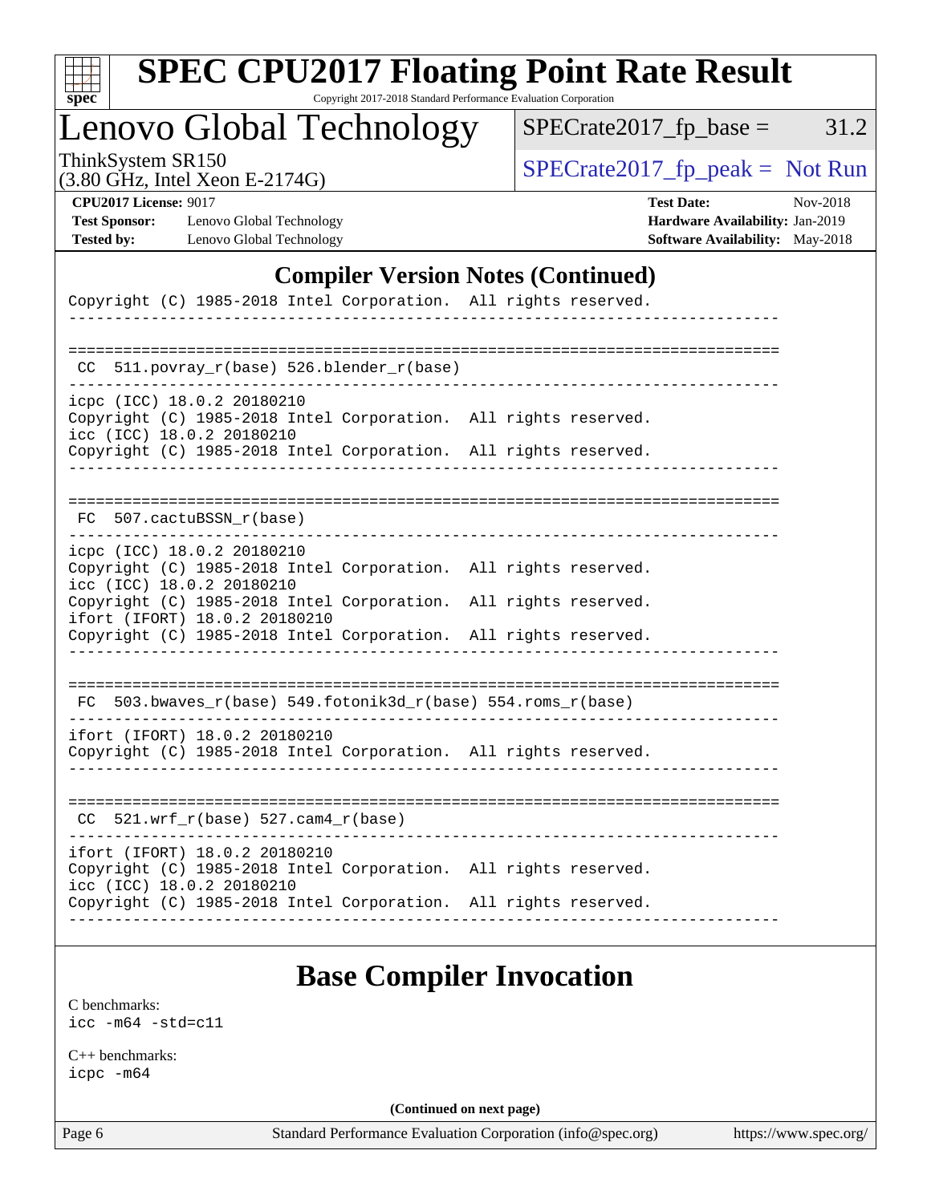## Compiler Version Notes (Continued)

```
Copyright (C) 1985-2018 Intel Corporation.  All rights reserved.
------------------------------------------------------------------------------

==============================================================================
 CC  511.povray_r(base) 526.blender_r(base)
------------------------------------------------------------------------------
icpc (ICC) 18.0.2 20180210
Copyright (C) 1985-2018 Intel Corporation.  All rights reserved.
icc (ICC) 18.0.2 20180210
Copyright (C) 1985-2018 Intel Corporation.  All rights reserved.
------------------------------------------------------------------------------

==============================================================================
 FC  507.cactuBSSN_r(base)
------------------------------------------------------------------------------
icpc (ICC) 18.0.2 20180210
Copyright (C) 1985-2018 Intel Corporation.  All rights reserved.
icc (ICC) 18.0.2 20180210
Copyright (C) 1985-2018 Intel Corporation.  All rights reserved.
ifort (IFORT) 18.0.2 20180210
Copyright (C) 1985-2018 Intel Corporation.  All rights reserved.
------------------------------------------------------------------------------

==============================================================================
 FC  503.bwaves_r(base) 549.fotonik3d_r(base) 554.roms_r(base)
------------------------------------------------------------------------------
ifort (IFORT) 18.0.2 20180210
Copyright (C) 1985-2018 Intel Corporation.  All rights reserved.
------------------------------------------------------------------------------

==============================================================================
 CC  521.wrf_r(base) 527.cam4_r(base)
------------------------------------------------------------------------------
ifort (IFORT) 18.0.2 20180210
Copyright (C) 1985-2018 Intel Corporation.  All rights reserved.
icc (ICC) 18.0.2 20180210
Copyright (C) 1985-2018 Intel Corporation.  All rights reserved.
------------------------------------------------------------------------------
```

## Base Compiler Invocation

C benchmarks:
`icc -m64 -std=c11`

C++ benchmarks:
`icpc -m64`

**(Continued on next page)**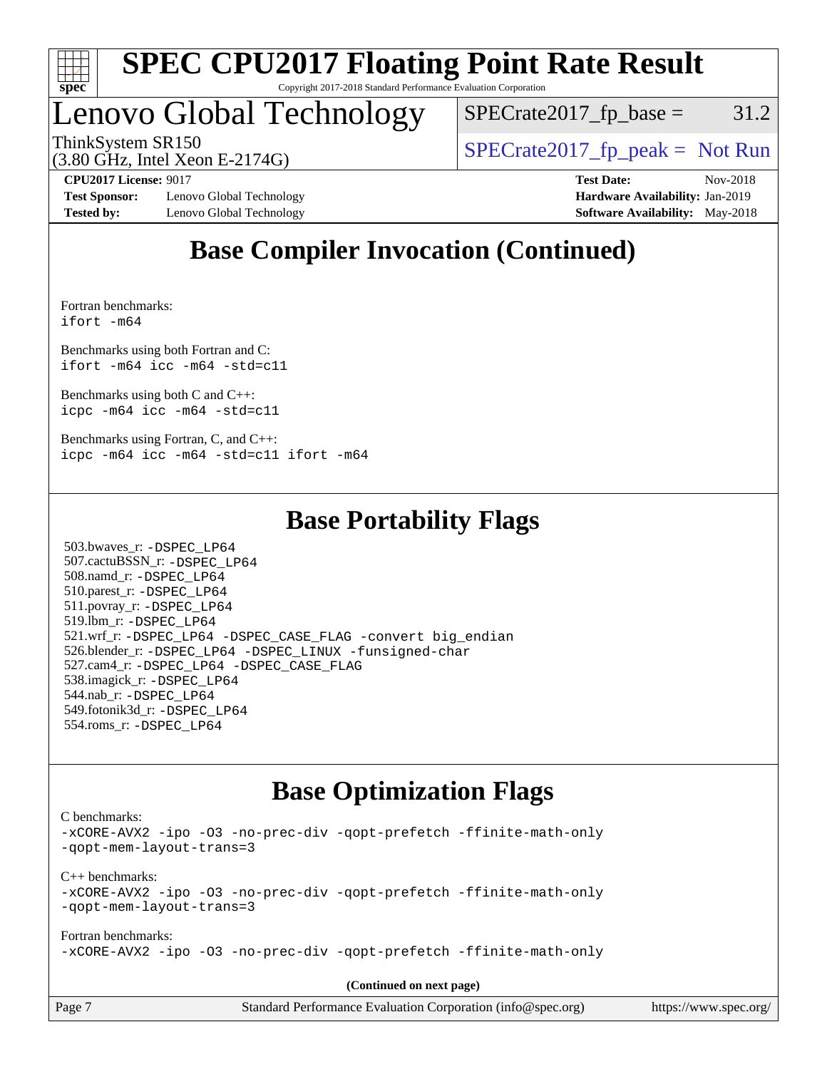# Base Compiler Invocation (Continued)

Fortran benchmarks:
```
ifort -m64
```

Benchmarks using both Fortran and C:
```
ifort -m64 icc -m64 -std=c11
```

Benchmarks using both C and C++:
```
icpc -m64 icc -m64 -std=c11
```

Benchmarks using Fortran, C, and C++:
```
icpc -m64 icc -m64 -std=c11 ifort -m64
```

# Base Portability Flags

503.bwaves_r: `-DSPEC_LP64`
507.cactuBSSN_r: `-DSPEC_LP64`
508.namd_r: `-DSPEC_LP64`
510.parest_r: `-DSPEC_LP64`
511.povray_r: `-DSPEC_LP64`
519.lbm_r: `-DSPEC_LP64`
521.wrf_r: `-DSPEC_LP64 -DSPEC_CASE_FLAG -convert big_endian`
526.blender_r: `-DSPEC_LP64 -DSPEC_LINUX -funsigned-char`
527.cam4_r: `-DSPEC_LP64 -DSPEC_CASE_FLAG`
538.imagick_r: `-DSPEC_LP64`
544.nab_r: `-DSPEC_LP64`
549.fotonik3d_r: `-DSPEC_LP64`
554.roms_r: `-DSPEC_LP64`

# Base Optimization Flags

C benchmarks:
```
-xCORE-AVX2 -ipo -O3 -no-prec-div -qopt-prefetch -ffinite-math-only
-qopt-mem-layout-trans=3
```

C++ benchmarks:
```
-xCORE-AVX2 -ipo -O3 -no-prec-div -qopt-prefetch -ffinite-math-only
-qopt-mem-layout-trans=3
```

Fortran benchmarks:
```
-xCORE-AVX2 -ipo -O3 -no-prec-div -qopt-prefetch -ffinite-math-only
```

**(Continued on next page)**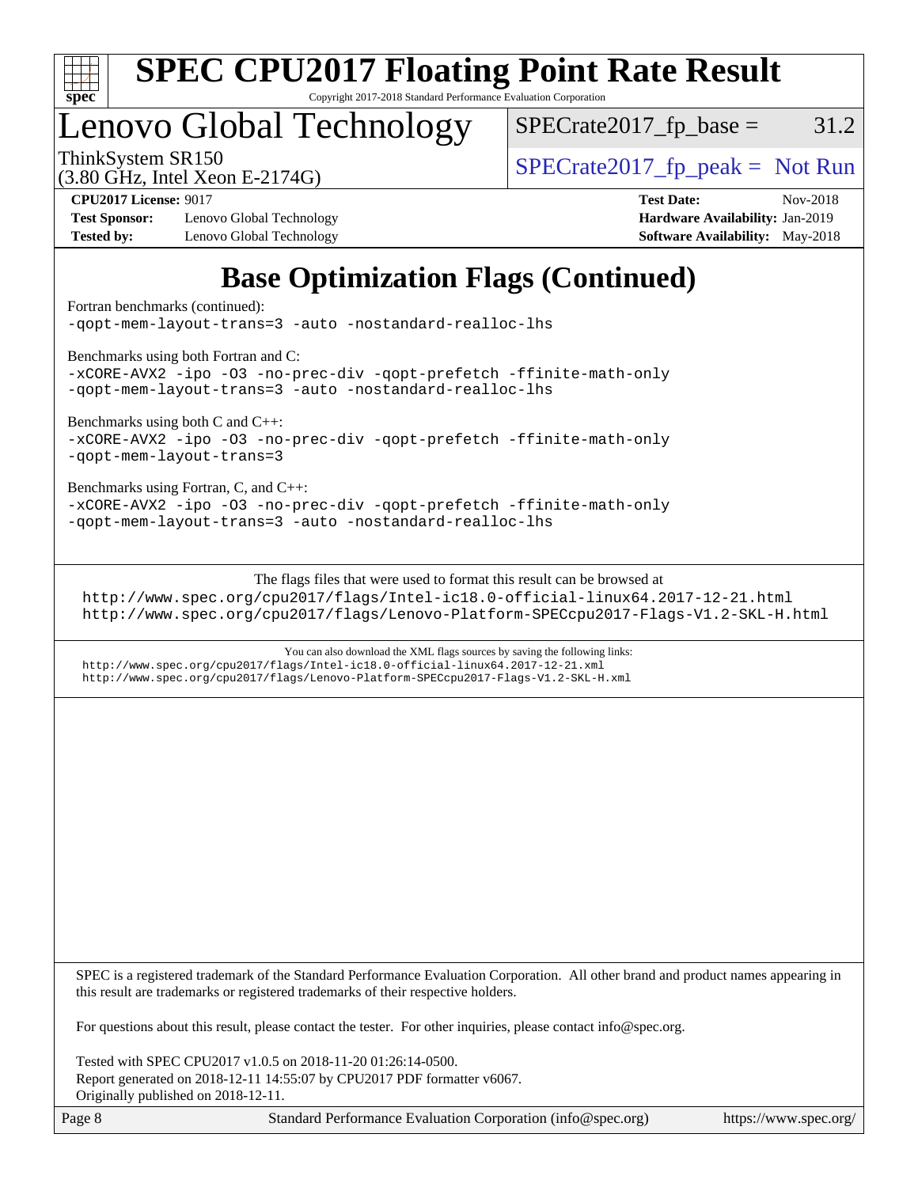# SPEC CPU2017 Floating Point Rate Result

Copyright 2017-2018 Standard Performance Evaluation Corporation

## Lenovo Global Technology

ThinkSystem SR150
(3.80 GHz, Intel Xeon E-2174G)

SPECrate2017_fp_base = 31.2

SPECrate2017_fp_peak = Not Run

**CPU2017 License:** 9017
**Test Sponsor:** Lenovo Global Technology
**Tested by:** Lenovo Global Technology

**Test Date:** Nov-2018
**Hardware Availability:** Jan-2019
**Software Availability:** May-2018

## Base Optimization Flags (Continued)

Fortran benchmarks (continued):
```
-qopt-mem-layout-trans=3 -auto -nostandard-realloc-lhs
```

Benchmarks using both Fortran and C:
```
-xCORE-AVX2 -ipo -O3 -no-prec-div -qopt-prefetch -ffinite-math-only
-qopt-mem-layout-trans=3 -auto -nostandard-realloc-lhs
```

Benchmarks using both C and C++:
```
-xCORE-AVX2 -ipo -O3 -no-prec-div -qopt-prefetch -ffinite-math-only
-qopt-mem-layout-trans=3
```

Benchmarks using Fortran, C, and C++:
```
-xCORE-AVX2 -ipo -O3 -no-prec-div -qopt-prefetch -ffinite-math-only
-qopt-mem-layout-trans=3 -auto -nostandard-realloc-lhs
```

The flags files that were used to format this result can be browsed at
http://www.spec.org/cpu2017/flags/Intel-ic18.0-official-linux64.2017-12-21.html
http://www.spec.org/cpu2017/flags/Lenovo-Platform-SPECcpu2017-Flags-V1.2-SKL-H.html

You can also download the XML flags sources by saving the following links:
http://www.spec.org/cpu2017/flags/Intel-ic18.0-official-linux64.2017-12-21.xml
http://www.spec.org/cpu2017/flags/Lenovo-Platform-SPECcpu2017-Flags-V1.2-SKL-H.xml

SPEC is a registered trademark of the Standard Performance Evaluation Corporation. All other brand and product names appearing in this result are trademarks or registered trademarks of their respective holders.

For questions about this result, please contact the tester. For other inquiries, please contact info@spec.org.

Tested with SPEC CPU2017 v1.0.5 on 2018-11-20 01:26:14-0500.
Report generated on 2018-12-11 14:55:07 by CPU2017 PDF formatter v6067.
Originally published on 2018-12-11.